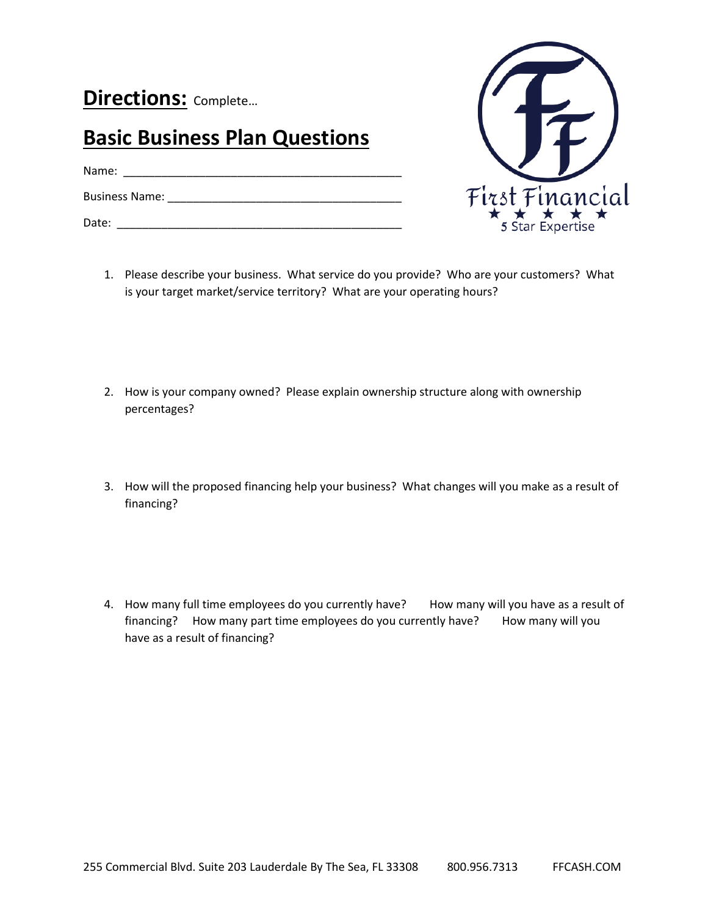**Directions:** Complete…

## Basic Business Plan Questions

Name: ____________________________________________

Business Name: ____________________________________

Date: _____________________________________________

First Financial
★ ★ ★ ★ ★
5 Star Expertise

1. Please describe your business. What service do you provide? Who are your customers? What is your target market/service territory? What are your operating hours?

2. How is your company owned? Please explain ownership structure along with ownership percentages?

3. How will the proposed financing help your business? What changes will you make as a result of financing?

4. How many full time employees do you currently have? How many will you have as a result of financing? How many part time employees do you currently have? How many will you have as a result of financing?

255 Commercial Blvd. Suite 203 Lauderdale By The Sea, FL 33308 800.956.7313 FFCASH.COM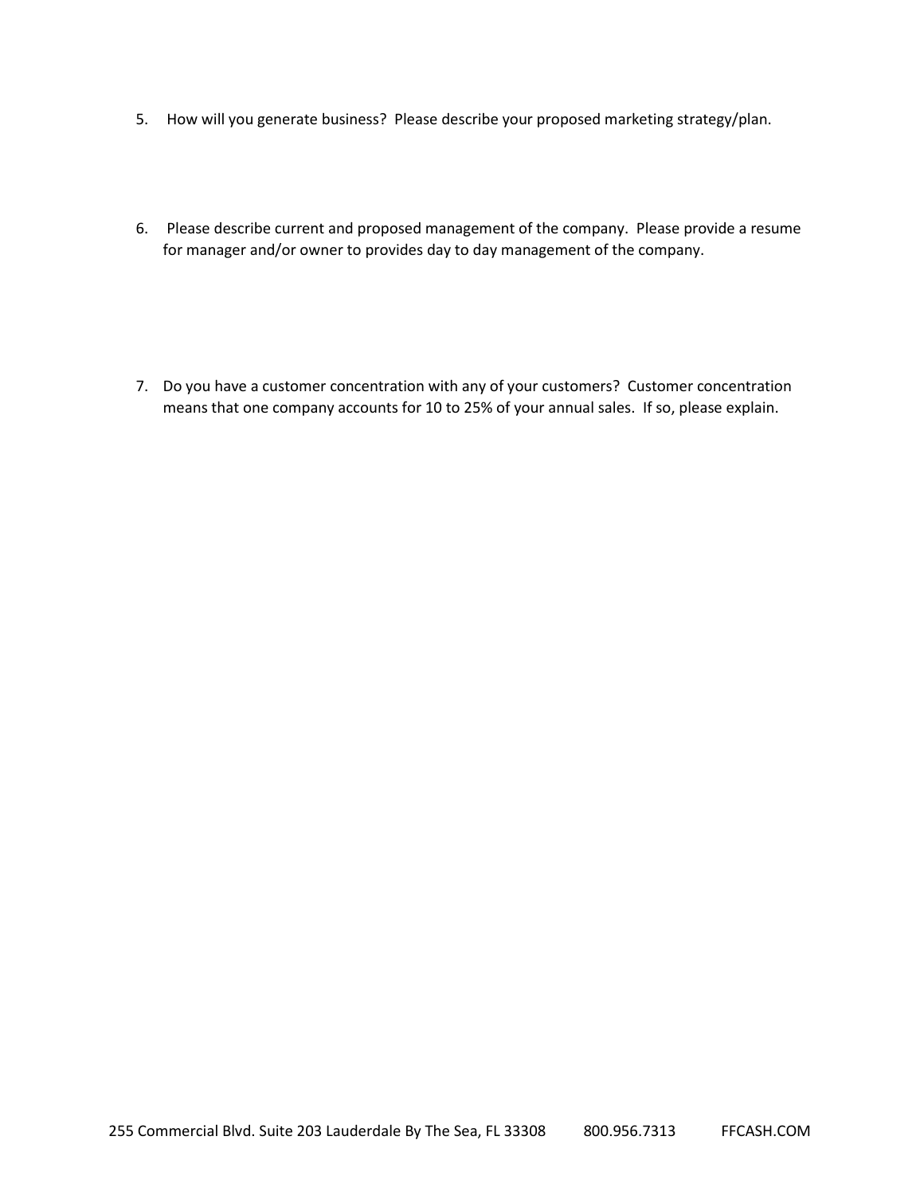5. How will you generate business? Please describe your proposed marketing strategy/plan.

6. Please describe current and proposed management of the company. Please provide a resume for manager and/or owner to provides day to day management of the company.

7. Do you have a customer concentration with any of your customers? Customer concentration means that one company accounts for 10 to 25% of your annual sales. If so, please explain.